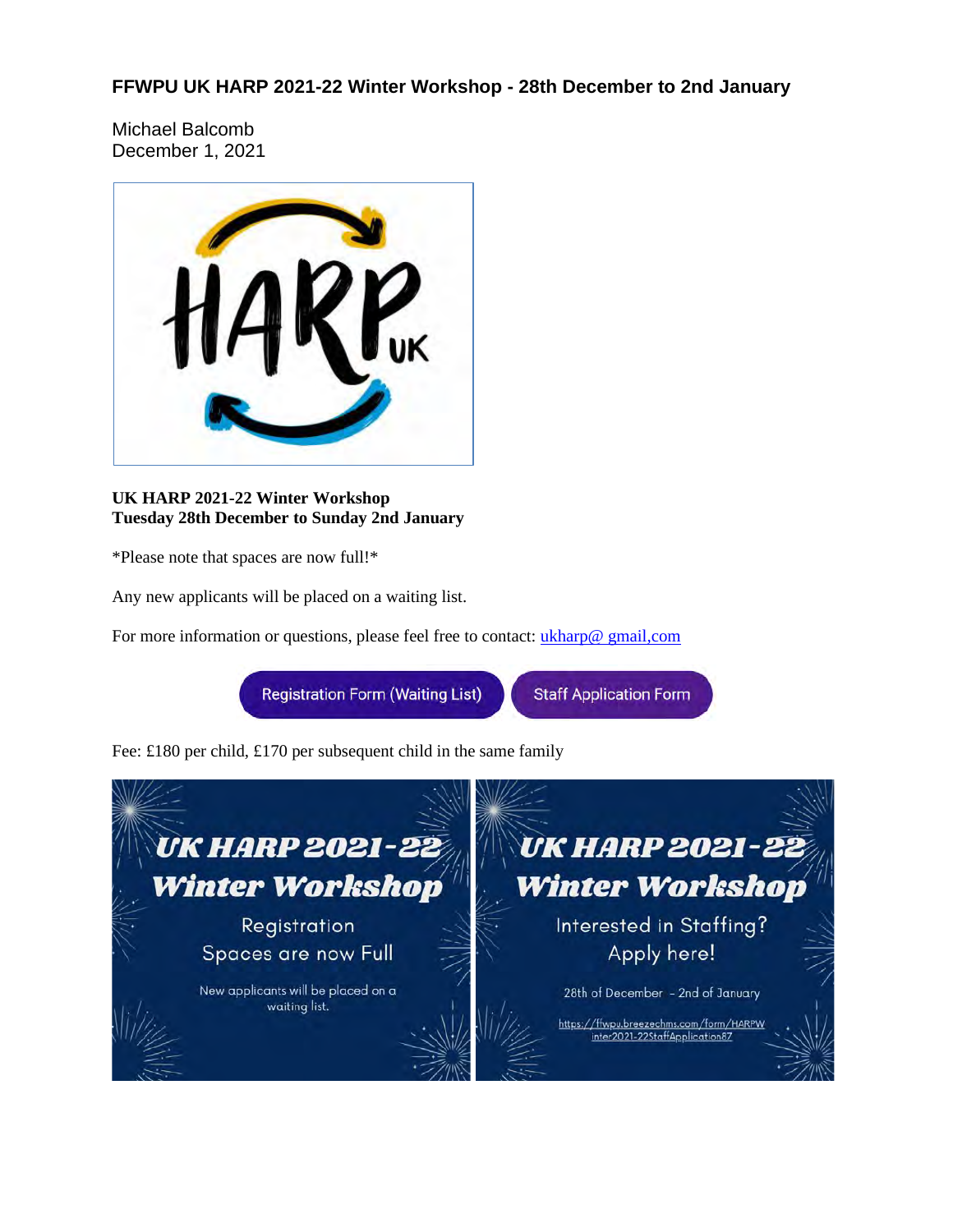# FFWPU UK HARP 2021-22 Winter Workshop - 28th December to 2nd January

Michael Balcomb
December 1, 2021

HARP UK

**UK HARP 2021-22 Winter Workshop**
**Tuesday 28th December to Sunday 2nd January**

*Please note that spaces are now full!*

Any new applicants will be placed on a waiting list.

For more information or questions, please feel free to contact: ukharp@ gmail,com

Registration Form (Waiting List) | Staff Application Form

Fee: £180 per child, £170 per subsequent child in the same family

**UK HARP 2021-22 Winter Workshop**

Registration
Spaces are now Full

New applicants will be placed on a waiting list.

**UK HARP 2021-22 Winter Workshop**

Interested in Staffing?
Apply here!

28th of December - 2nd of January

https://ffwpu.breezechms.com/form/HARPWinter2021-22StaffApplication87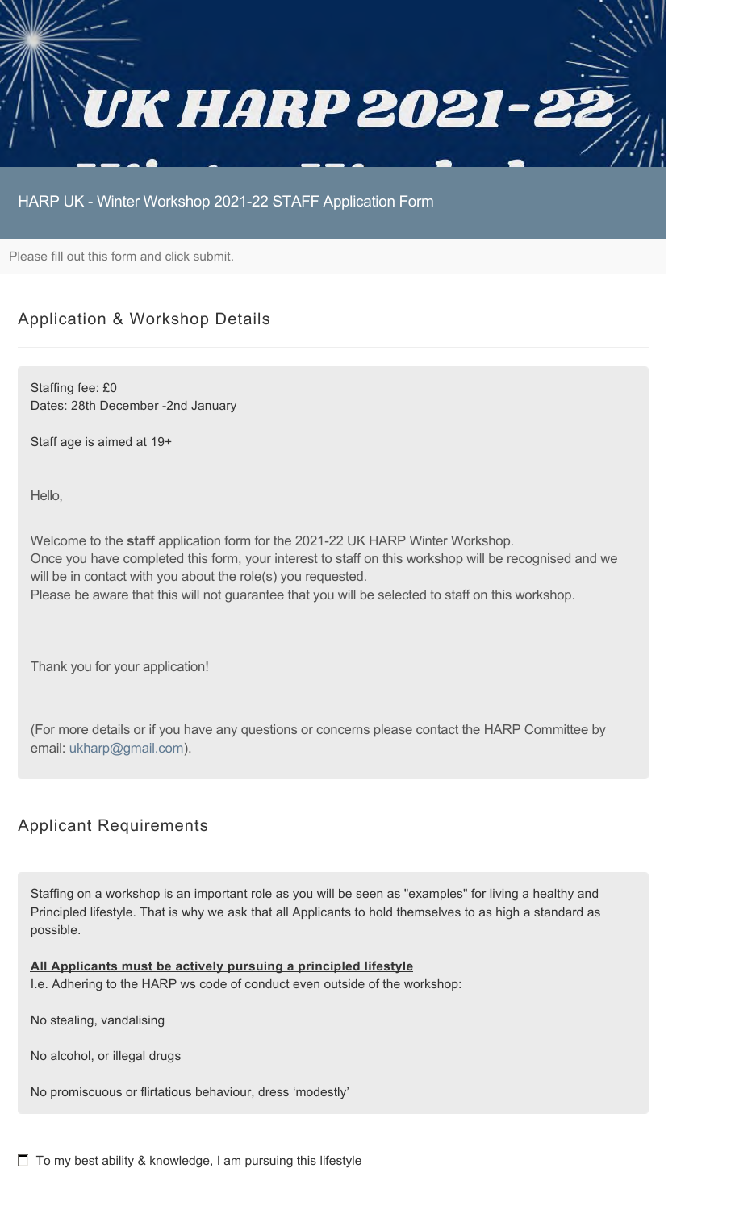# UK HARP 2021-22

HARP UK - Winter Workshop 2021-22 STAFF Application Form

Please fill out this form and click submit.

## Application & Workshop Details

Staffing fee: £0
Dates: 28th December -2nd January

Staff age is aimed at 19+

Hello,

Welcome to the **staff** application form for the 2021-22 UK HARP Winter Workshop.
Once you have completed this form, your interest to staff on this workshop will be recognised and we will be in contact with you about the role(s) you requested.
Please be aware that this will not guarantee that you will be selected to staff on this workshop.

Thank you for your application!

(For more details or if you have any questions or concerns please contact the HARP Committee by email: ukharp@gmail.com).

## Applicant Requirements

Staffing on a workshop is an important role as you will be seen as "examples" for living a healthy and Principled lifestyle. That is why we ask that all Applicants to hold themselves to as high a standard as possible.

**All Applicants must be actively pursuing a principled lifestyle**
I.e. Adhering to the HARP ws code of conduct even outside of the workshop:

No stealing, vandalising

No alcohol, or illegal drugs

No promiscuous or flirtatious behaviour, dress 'modestly'

- [ ] To my best ability & knowledge, I am pursuing this lifestyle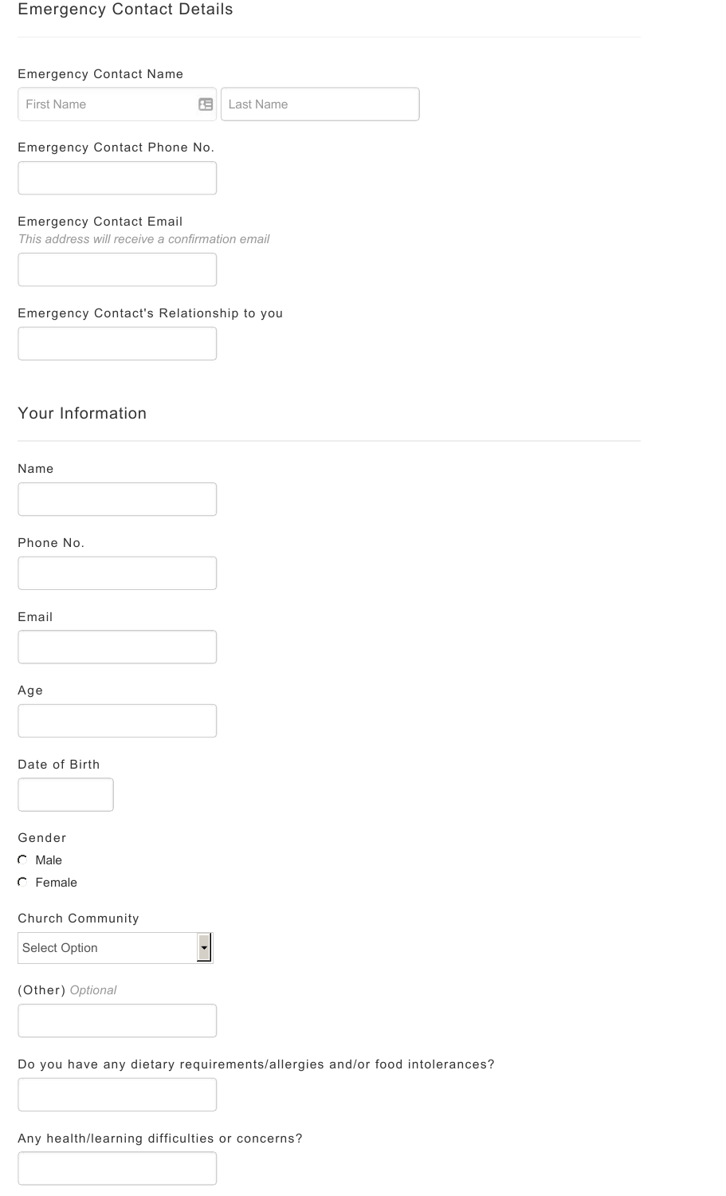## Emergency Contact Details

Emergency Contact Name

First Name | Last Name

Emergency Contact Phone No.

Emergency Contact Email
*This address will receive a confirmation email*

Emergency Contact's Relationship to you

## Your Information

Name

Phone No.

Email

Age

Date of Birth

Gender

- Male
- Female

Church Community

Select Option

(Other) *Optional*

Do you have any dietary requirements/allergies and/or food intolerances?

Any health/learning difficulties or concerns?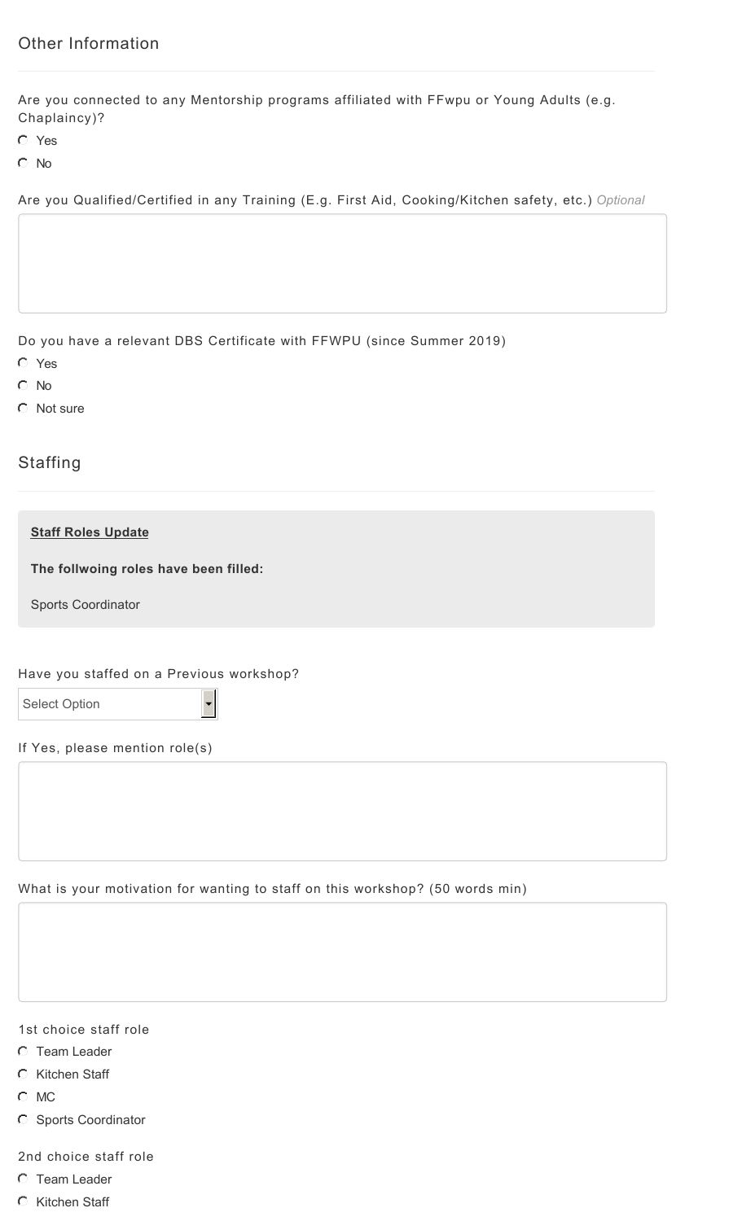## Other Information

Are you connected to any Mentorship programs affiliated with FFwpu or Young Adults (e.g. Chaplaincy)?

- Yes
- No

Are you Qualified/Certified in any Training (E.g. First Aid, Cooking/Kitchen safety, etc.) *Optional*

Do you have a relevant DBS Certificate with FFWPU (since Summer 2019)

- Yes
- No
- Not sure

## Staffing

**Staff Roles Update**

**The follwoing roles have been filled:**

Sports Coordinator

Have you staffed on a Previous workshop?

Select Option

If Yes, please mention role(s)

What is your motivation for wanting to staff on this workshop? (50 words min)

1st choice staff role

- Team Leader
- Kitchen Staff
- MC
- Sports Coordinator

2nd choice staff role

- Team Leader
- Kitchen Staff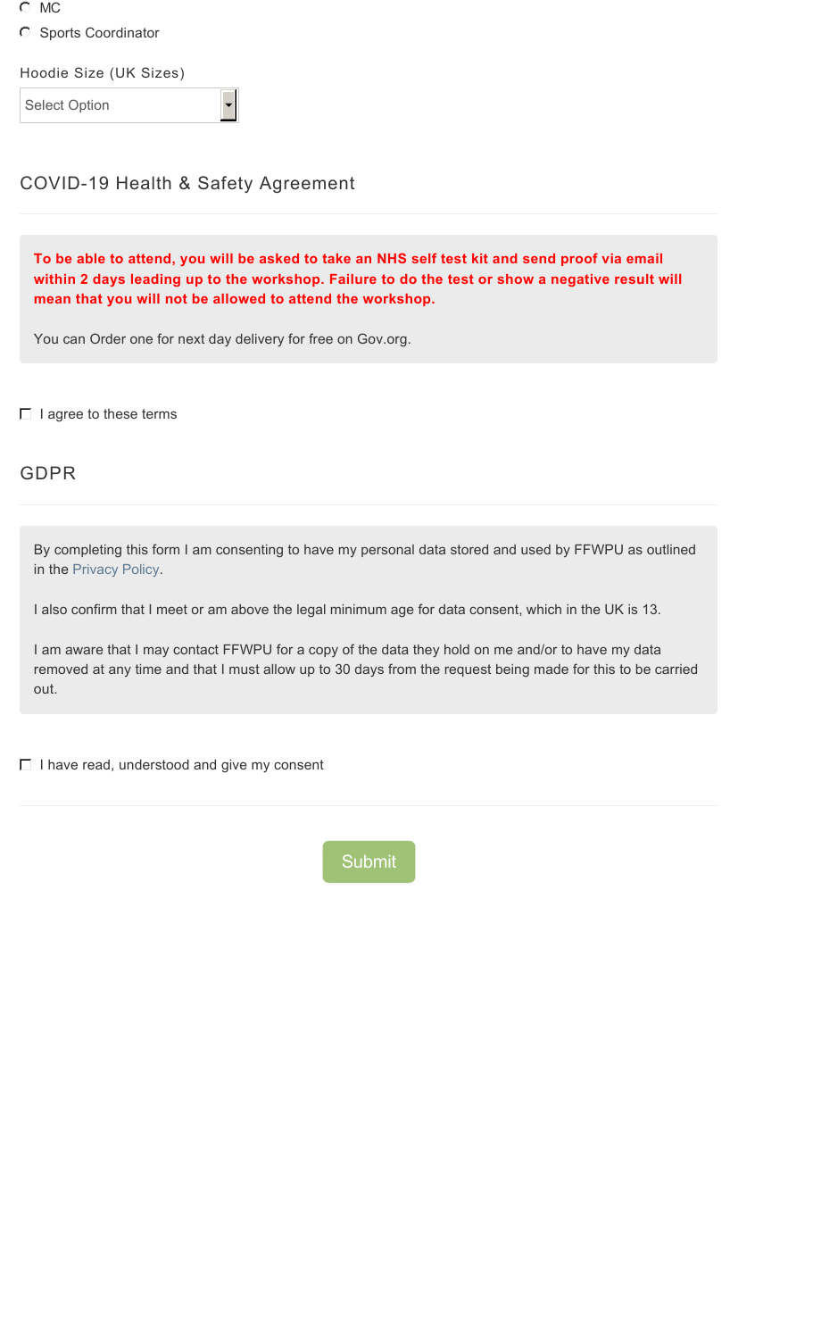- ( ) MC
- ( ) Sports Coordinator

Hoodie Size (UK Sizes)

Select Option

## COVID-19 Health & Safety Agreement

**To be able to attend, you will be asked to take an NHS self test kit and send proof via email within 2 days leading up to the workshop. Failure to do the test or show a negative result will mean that you will not be allowed to attend the workshop.**

You can Order one for next day delivery for free on Gov.org.

- [ ] I agree to these terms

## GDPR

By completing this form I am consenting to have my personal data stored and used by FFWPU as outlined in the Privacy Policy.

I also confirm that I meet or am above the legal minimum age for data consent, which in the UK is 13.

I am aware that I may contact FFWPU for a copy of the data they hold on me and/or to have my data removed at any time and that I must allow up to 30 days from the request being made for this to be carried out.

- [ ] I have read, understood and give my consent

Submit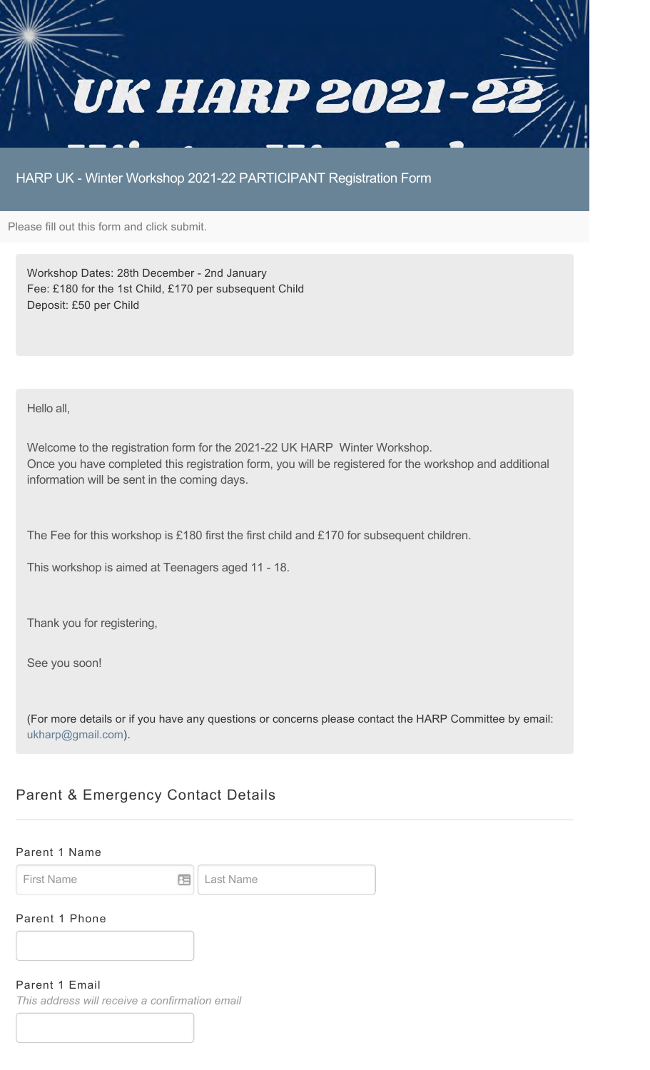# UK HARP 2021-22

HARP UK - Winter Workshop 2021-22 PARTICIPANT Registration Form

Please fill out this form and click submit.

Workshop Dates: 28th December - 2nd January
Fee: £180 for the 1st Child, £170 per subsequent Child
Deposit: £50 per Child

Hello all,

Welcome to the registration form for the 2021-22 UK HARP Winter Workshop.
Once you have completed this registration form, you will be registered for the workshop and additional information will be sent in the coming days.

The Fee for this workshop is £180 first the first child and £170 for subsequent children.

This workshop is aimed at Teenagers aged 11 - 18.

Thank you for registering,

See you soon!

(For more details or if you have any questions or concerns please contact the HARP Committee by email: ukharp@gmail.com).

## Parent & Emergency Contact Details

Parent 1 Name

First Name | Last Name

Parent 1 Phone

Parent 1 Email

*This address will receive a confirmation email*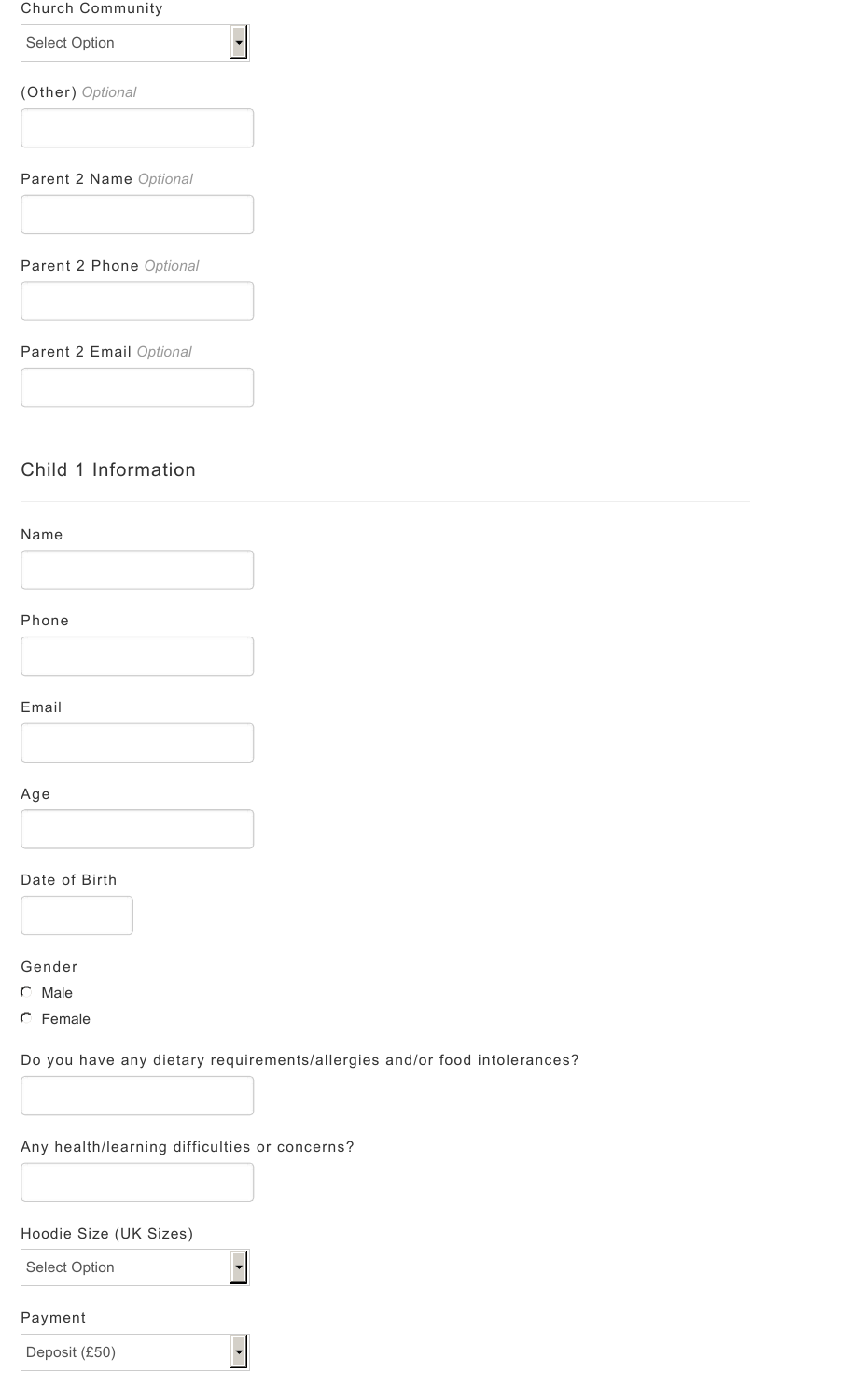Church Community

Select Option

(Other) *Optional*

Parent 2 Name *Optional*

Parent 2 Phone *Optional*

Parent 2 Email *Optional*

## Child 1 Information

Name

Phone

Email

Age

Date of Birth

Gender

- Male
- Female

Do you have any dietary requirements/allergies and/or food intolerances?

Any health/learning difficulties or concerns?

Hoodie Size (UK Sizes)

Select Option

Payment

Deposit (£50)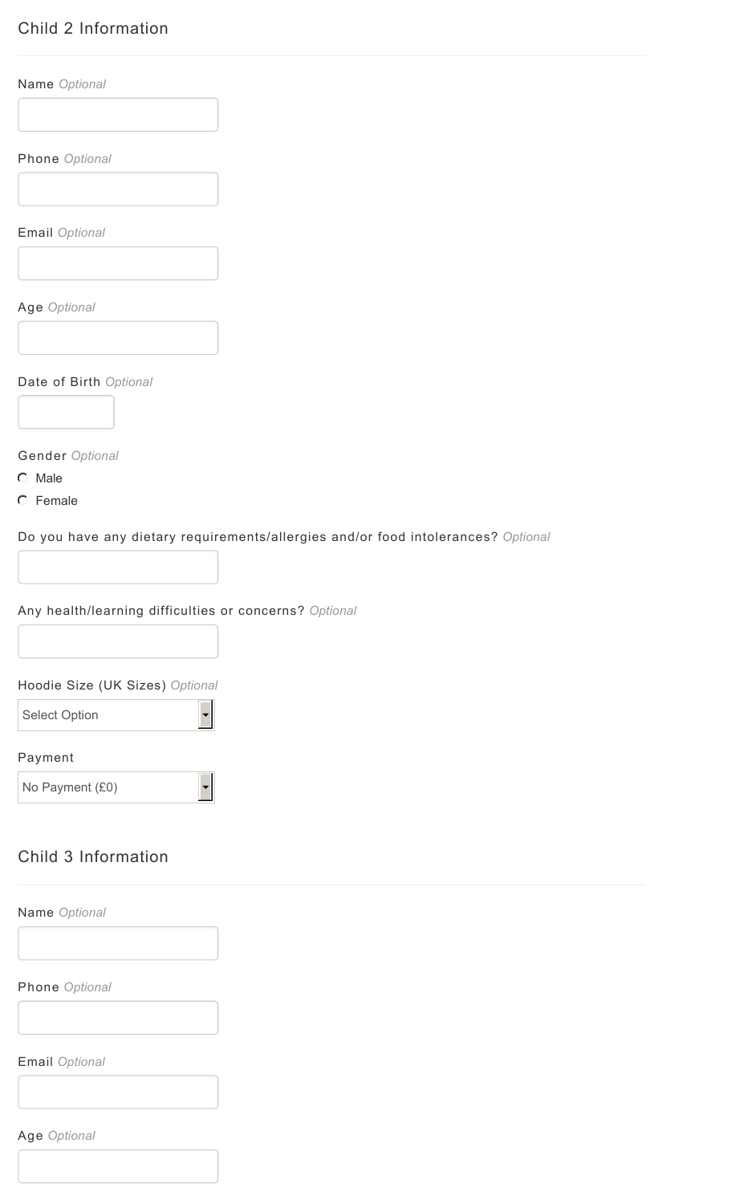## Child 2 Information

Name *Optional*

Phone *Optional*

Email *Optional*

Age *Optional*

Date of Birth *Optional*

Gender *Optional*

- Male
- Female

Do you have any dietary requirements/allergies and/or food intolerances? *Optional*

Any health/learning difficulties or concerns? *Optional*

Hoodie Size (UK Sizes) *Optional*

Select Option

Payment

No Payment (£0)

## Child 3 Information

Name *Optional*

Phone *Optional*

Email *Optional*

Age *Optional*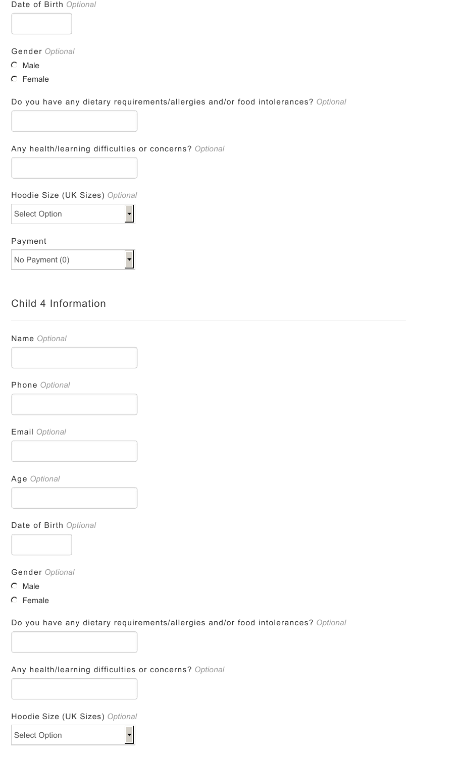Date of Birth *Optional*

Gender *Optional*

- Male
- Female

Do you have any dietary requirements/allergies and/or food intolerances? *Optional*

Any health/learning difficulties or concerns? *Optional*

Hoodie Size (UK Sizes) *Optional*

Select Option

Payment

No Payment (0)

## Child 4 Information

Name *Optional*

Phone *Optional*

Email *Optional*

Age *Optional*

Date of Birth *Optional*

Gender *Optional*

- Male
- Female

Do you have any dietary requirements/allergies and/or food intolerances? *Optional*

Any health/learning difficulties or concerns? *Optional*

Hoodie Size (UK Sizes) *Optional*

Select Option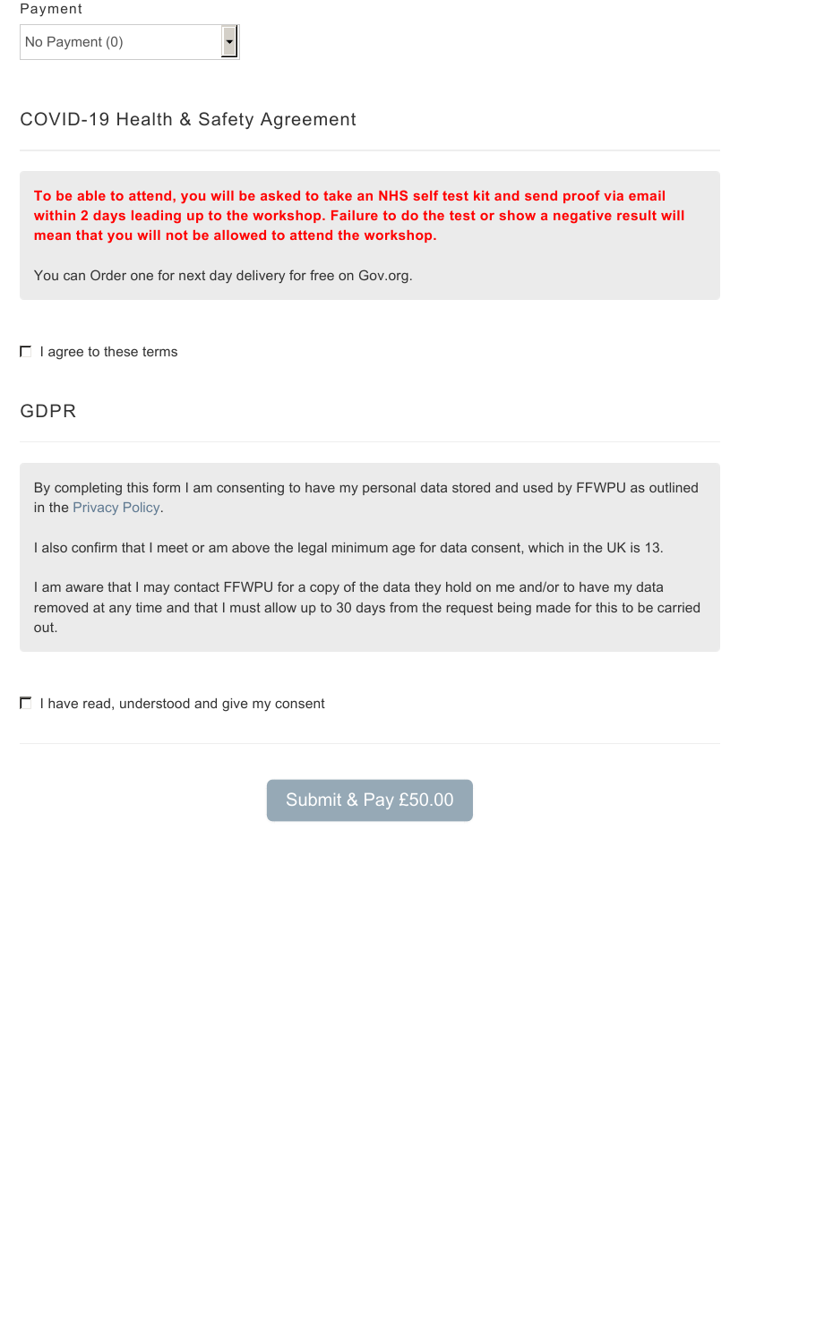Payment

No Payment (0)

## COVID-19 Health & Safety Agreement

**To be able to attend, you will be asked to take an NHS self test kit and send proof via email within 2 days leading up to the workshop. Failure to do the test or show a negative result will mean that you will not be allowed to attend the workshop.**

You can Order one for next day delivery for free on Gov.org.

☐ I agree to these terms

## GDPR

By completing this form I am consenting to have my personal data stored and used by FFWPU as outlined in the Privacy Policy.

I also confirm that I meet or am above the legal minimum age for data consent, which in the UK is 13.

I am aware that I may contact FFWPU for a copy of the data they hold on me and/or to have my data removed at any time and that I must allow up to 30 days from the request being made for this to be carried out.

☐ I have read, understood and give my consent

Submit & Pay £50.00